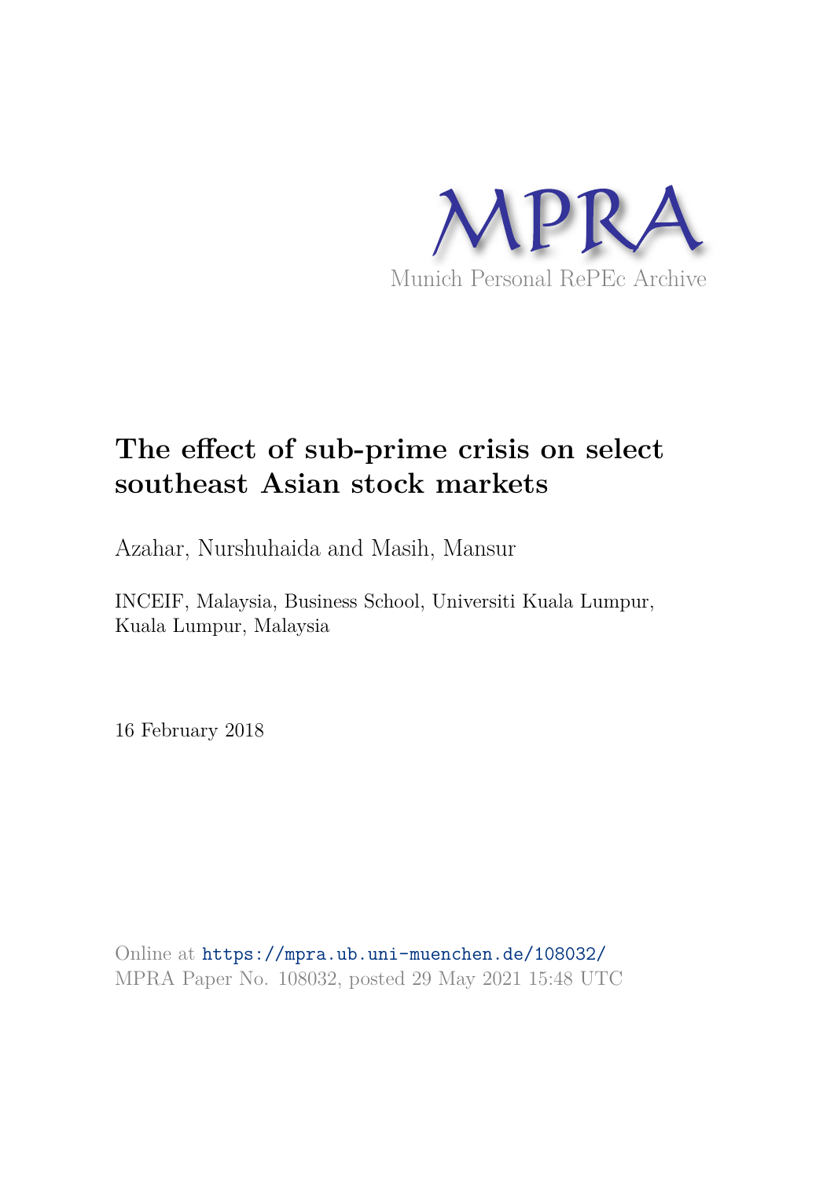MPRA

Munich Personal RePEc Archive

# The effect of sub-prime crisis on select southeast Asian stock markets

Azahar, Nurshuhaida and Masih, Mansur

INCEIF, Malaysia, Business School, Universiti Kuala Lumpur, Kuala Lumpur, Malaysia

16 February 2018

Online at https://mpra.ub.uni-muenchen.de/108032/
MPRA Paper No. 108032, posted 29 May 2021 15:48 UTC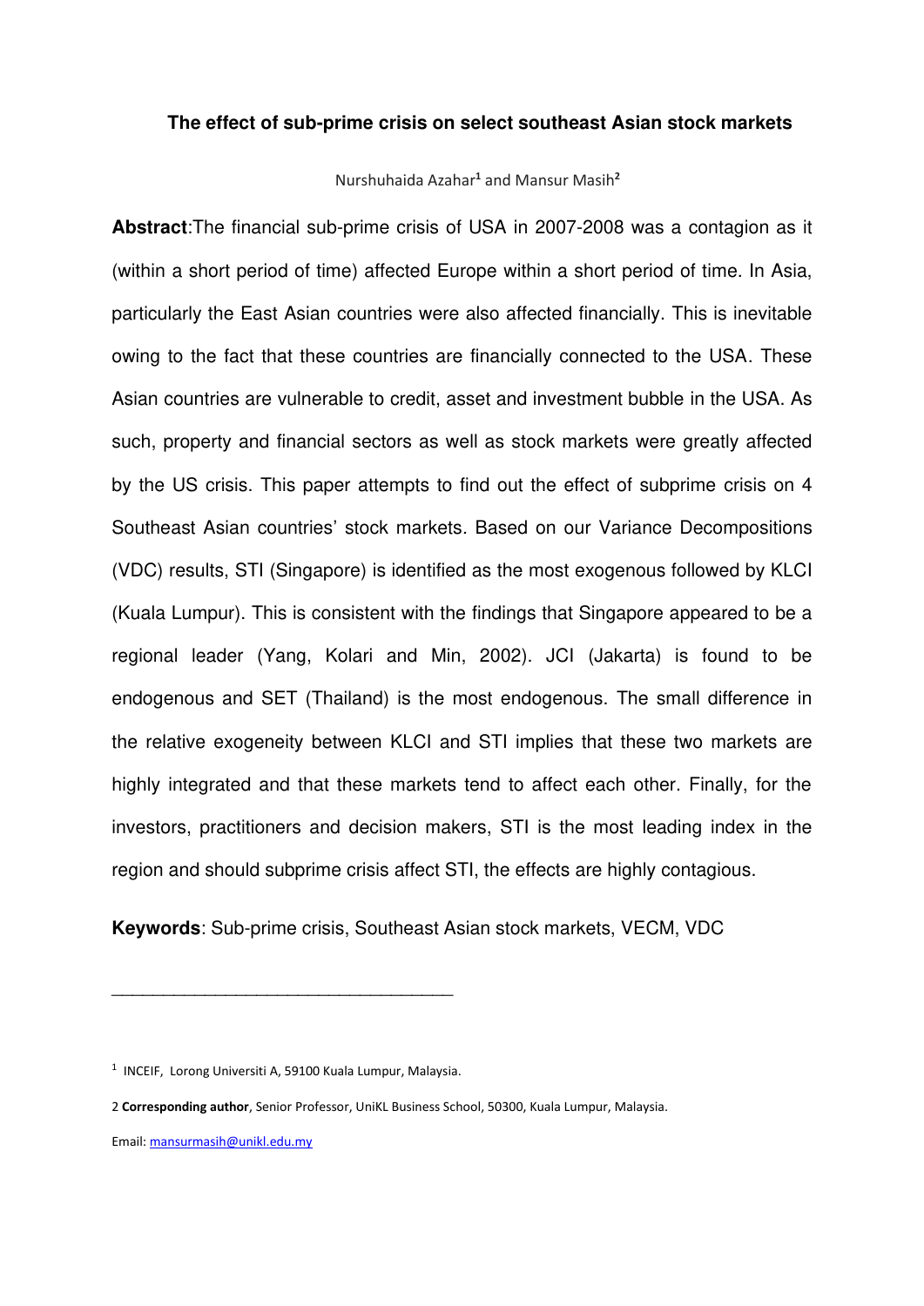**The effect of sub-prime crisis on select southeast Asian stock markets**

Nurshuhaida Azahar[1] and Mansur Masih[2]

**Abstract**:The financial sub-prime crisis of USA in 2007-2008 was a contagion as it (within a short period of time) affected Europe within a short period of time. In Asia, particularly the East Asian countries were also affected financially. This is inevitable owing to the fact that these countries are financially connected to the USA. These Asian countries are vulnerable to credit, asset and investment bubble in the USA. As such, property and financial sectors as well as stock markets were greatly affected by the US crisis. This paper attempts to find out the effect of subprime crisis on 4 Southeast Asian countries' stock markets. Based on our Variance Decompositions (VDC) results, STI (Singapore) is identified as the most exogenous followed by KLCI (Kuala Lumpur). This is consistent with the findings that Singapore appeared to be a regional leader (Yang, Kolari and Min, 2002). JCI (Jakarta) is found to be endogenous and SET (Thailand) is the most endogenous. The small difference in the relative exogeneity between KLCI and STI implies that these two markets are highly integrated and that these markets tend to affect each other. Finally, for the investors, practitioners and decision makers, STI is the most leading index in the region and should subprime crisis affect STI, the effects are highly contagious.

**Keywords**: Sub-prime crisis, Southeast Asian stock markets, VECM, VDC

---

[1] INCEIF, Lorong Universiti A, 59100 Kuala Lumpur, Malaysia.

[2] **Corresponding author**, Senior Professor, UniKL Business School, 50300, Kuala Lumpur, Malaysia.

Email: mansurmasih@unikl.edu.my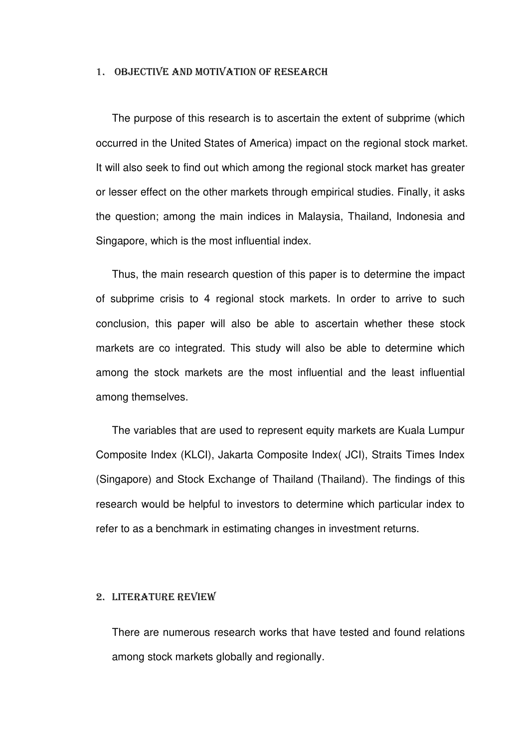## 1. Objective and Motivation of Research

The purpose of this research is to ascertain the extent of subprime (which occurred in the United States of America) impact on the regional stock market. It will also seek to find out which among the regional stock market has greater or lesser effect on the other markets through empirical studies. Finally, it asks the question; among the main indices in Malaysia, Thailand, Indonesia and Singapore, which is the most influential index.

Thus, the main research question of this paper is to determine the impact of subprime crisis to 4 regional stock markets. In order to arrive to such conclusion, this paper will also be able to ascertain whether these stock markets are co integrated. This study will also be able to determine which among the stock markets are the most influential and the least influential among themselves.

The variables that are used to represent equity markets are Kuala Lumpur Composite Index (KLCI), Jakarta Composite Index( JCI), Straits Times Index (Singapore) and Stock Exchange of Thailand (Thailand). The findings of this research would be helpful to investors to determine which particular index to refer to as a benchmark in estimating changes in investment returns.

## 2. Literature Review

There are numerous research works that have tested and found relations among stock markets globally and regionally.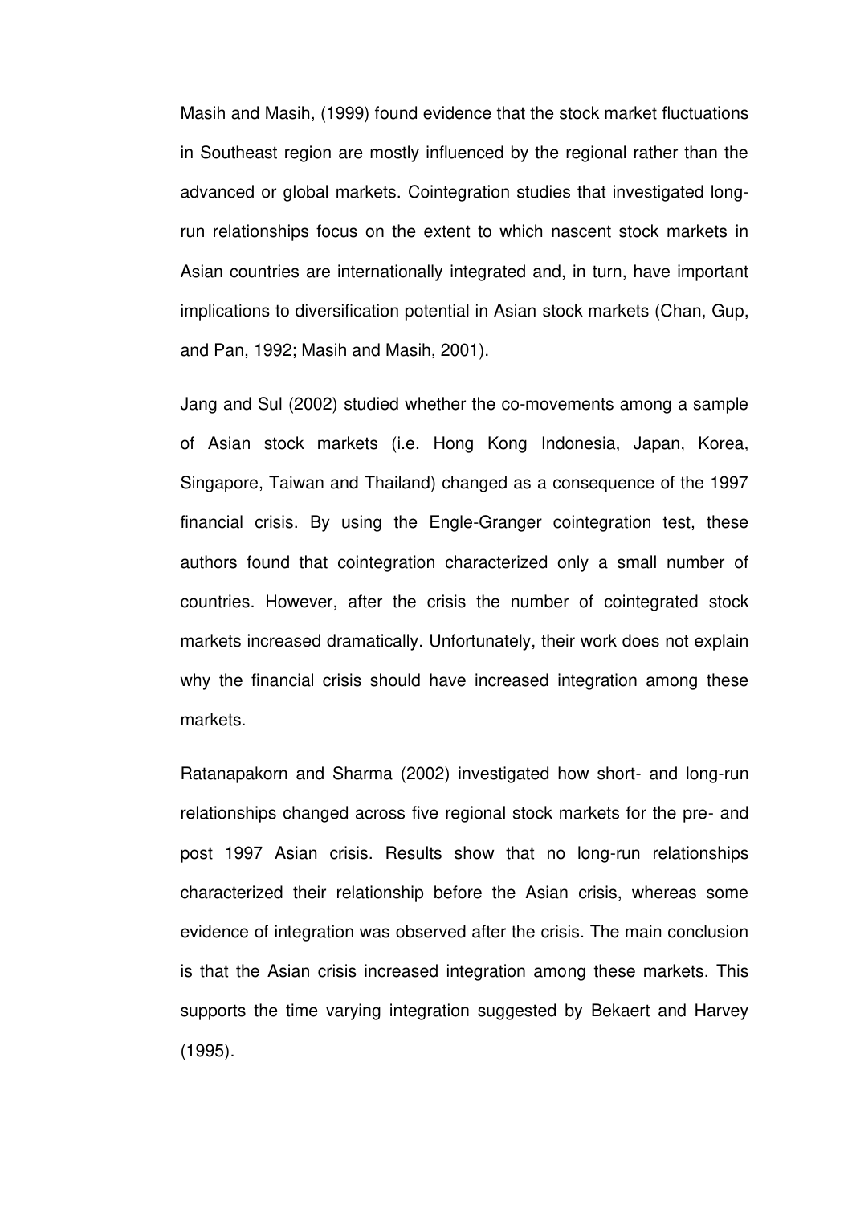Masih and Masih, (1999) found evidence that the stock market fluctuations in Southeast region are mostly influenced by the regional rather than the advanced or global markets. Cointegration studies that investigated long-run relationships focus on the extent to which nascent stock markets in Asian countries are internationally integrated and, in turn, have important implications to diversification potential in Asian stock markets (Chan, Gup, and Pan, 1992; Masih and Masih, 2001).

Jang and Sul (2002) studied whether the co-movements among a sample of Asian stock markets (i.e. Hong Kong Indonesia, Japan, Korea, Singapore, Taiwan and Thailand) changed as a consequence of the 1997 financial crisis. By using the Engle-Granger cointegration test, these authors found that cointegration characterized only a small number of countries. However, after the crisis the number of cointegrated stock markets increased dramatically. Unfortunately, their work does not explain why the financial crisis should have increased integration among these markets.

Ratanapakorn and Sharma (2002) investigated how short- and long-run relationships changed across five regional stock markets for the pre- and post 1997 Asian crisis. Results show that no long-run relationships characterized their relationship before the Asian crisis, whereas some evidence of integration was observed after the crisis. The main conclusion is that the Asian crisis increased integration among these markets. This supports the time varying integration suggested by Bekaert and Harvey (1995).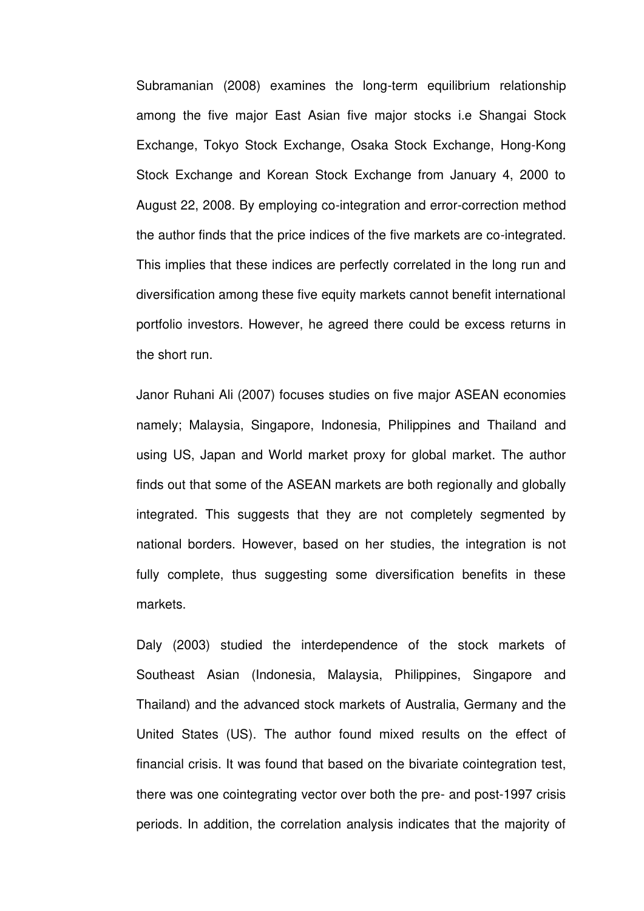Subramanian (2008) examines the long-term equilibrium relationship among the five major East Asian five major stocks i.e Shangai Stock Exchange, Tokyo Stock Exchange, Osaka Stock Exchange, Hong-Kong Stock Exchange and Korean Stock Exchange from January 4, 2000 to August 22, 2008. By employing co-integration and error-correction method the author finds that the price indices of the five markets are co-integrated. This implies that these indices are perfectly correlated in the long run and diversification among these five equity markets cannot benefit international portfolio investors. However, he agreed there could be excess returns in the short run.

Janor Ruhani Ali (2007) focuses studies on five major ASEAN economies namely; Malaysia, Singapore, Indonesia, Philippines and Thailand and using US, Japan and World market proxy for global market. The author finds out that some of the ASEAN markets are both regionally and globally integrated. This suggests that they are not completely segmented by national borders. However, based on her studies, the integration is not fully complete, thus suggesting some diversification benefits in these markets.

Daly (2003) studied the interdependence of the stock markets of Southeast Asian (Indonesia, Malaysia, Philippines, Singapore and Thailand) and the advanced stock markets of Australia, Germany and the United States (US). The author found mixed results on the effect of financial crisis. It was found that based on the bivariate cointegration test, there was one cointegrating vector over both the pre- and post-1997 crisis periods. In addition, the correlation analysis indicates that the majority of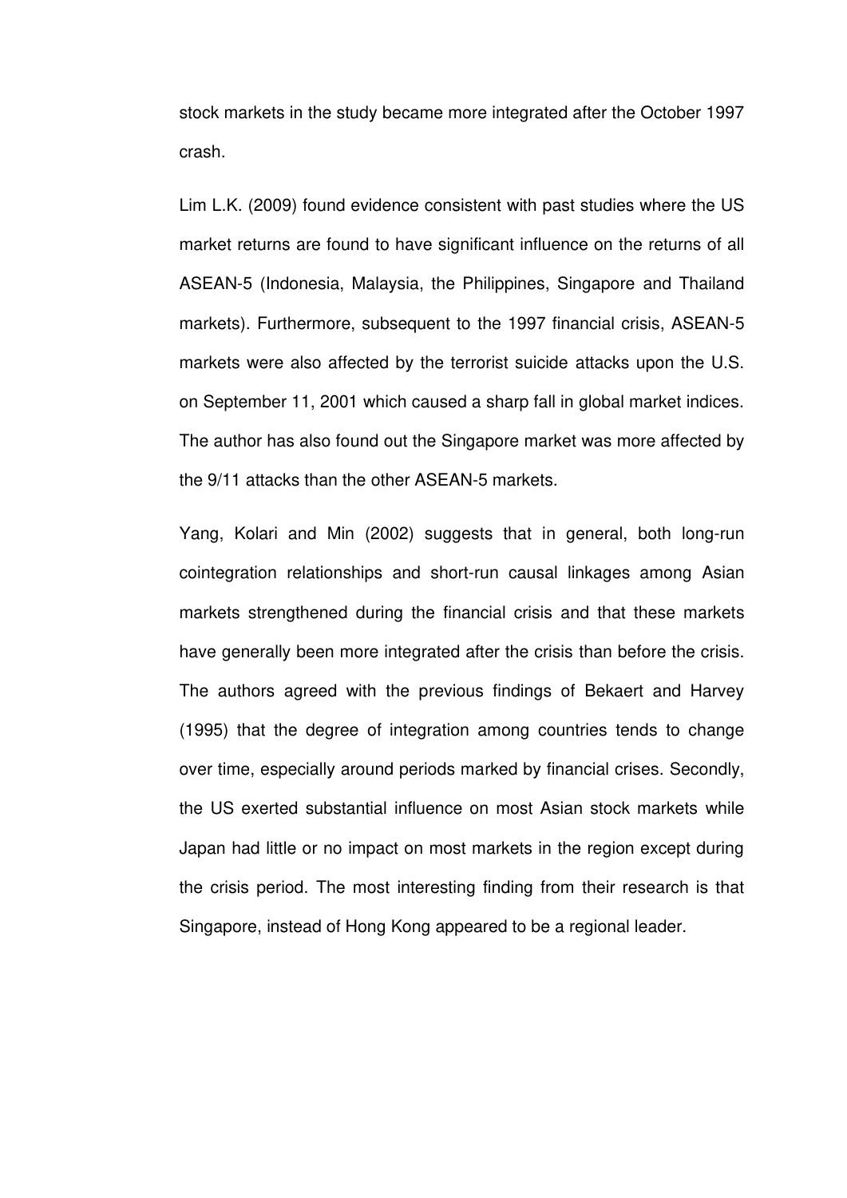stock markets in the study became more integrated after the October 1997 crash.

Lim L.K. (2009) found evidence consistent with past studies where the US market returns are found to have significant influence on the returns of all ASEAN-5 (Indonesia, Malaysia, the Philippines, Singapore and Thailand markets). Furthermore, subsequent to the 1997 financial crisis, ASEAN-5 markets were also affected by the terrorist suicide attacks upon the U.S. on September 11, 2001 which caused a sharp fall in global market indices. The author has also found out the Singapore market was more affected by the 9/11 attacks than the other ASEAN-5 markets.

Yang, Kolari and Min (2002) suggests that in general, both long-run cointegration relationships and short-run causal linkages among Asian markets strengthened during the financial crisis and that these markets have generally been more integrated after the crisis than before the crisis. The authors agreed with the previous findings of Bekaert and Harvey (1995) that the degree of integration among countries tends to change over time, especially around periods marked by financial crises. Secondly, the US exerted substantial influence on most Asian stock markets while Japan had little or no impact on most markets in the region except during the crisis period. The most interesting finding from their research is that Singapore, instead of Hong Kong appeared to be a regional leader.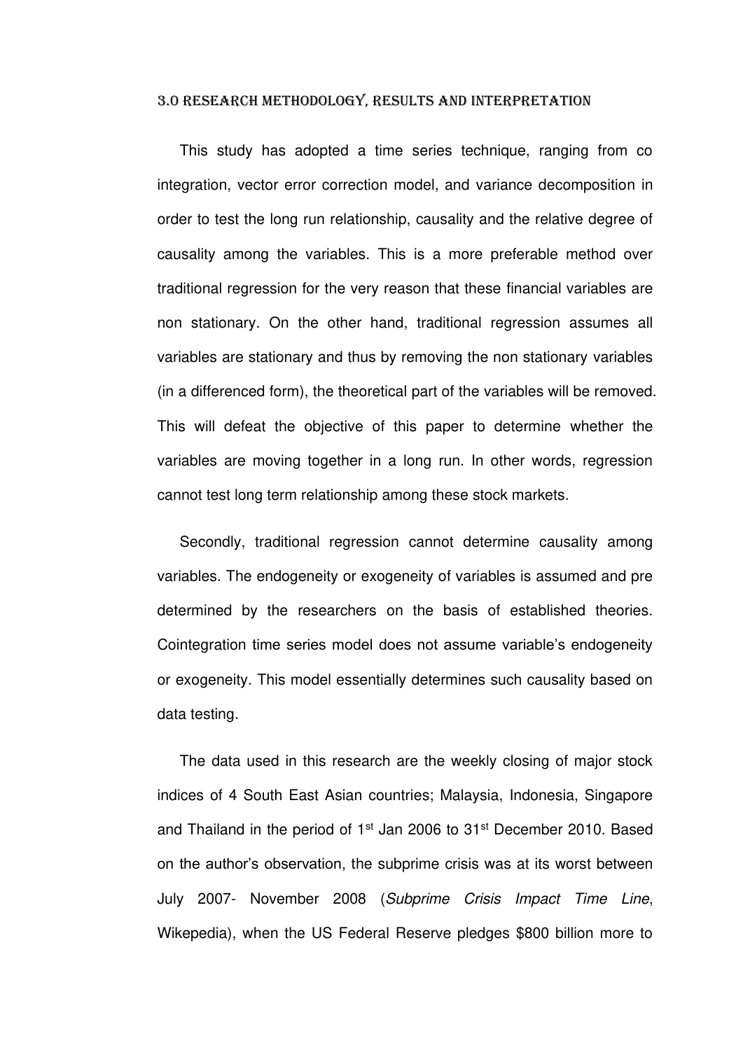## 3.0 Research Methodology, Results and Interpretation

This study has adopted a time series technique, ranging from co integration, vector error correction model, and variance decomposition in order to test the long run relationship, causality and the relative degree of causality among the variables. This is a more preferable method over traditional regression for the very reason that these financial variables are non stationary. On the other hand, traditional regression assumes all variables are stationary and thus by removing the non stationary variables (in a differenced form), the theoretical part of the variables will be removed. This will defeat the objective of this paper to determine whether the variables are moving together in a long run. In other words, regression cannot test long term relationship among these stock markets.

Secondly, traditional regression cannot determine causality among variables. The endogeneity or exogeneity of variables is assumed and pre determined by the researchers on the basis of established theories. Cointegration time series model does not assume variable's endogeneity or exogeneity. This model essentially determines such causality based on data testing.

The data used in this research are the weekly closing of major stock indices of 4 South East Asian countries; Malaysia, Indonesia, Singapore and Thailand in the period of 1st Jan 2006 to 31st December 2010. Based on the author's observation, the subprime crisis was at its worst between July 2007- November 2008 (*Subprime Crisis Impact Time Line*, Wikepedia), when the US Federal Reserve pledges $800 billion more to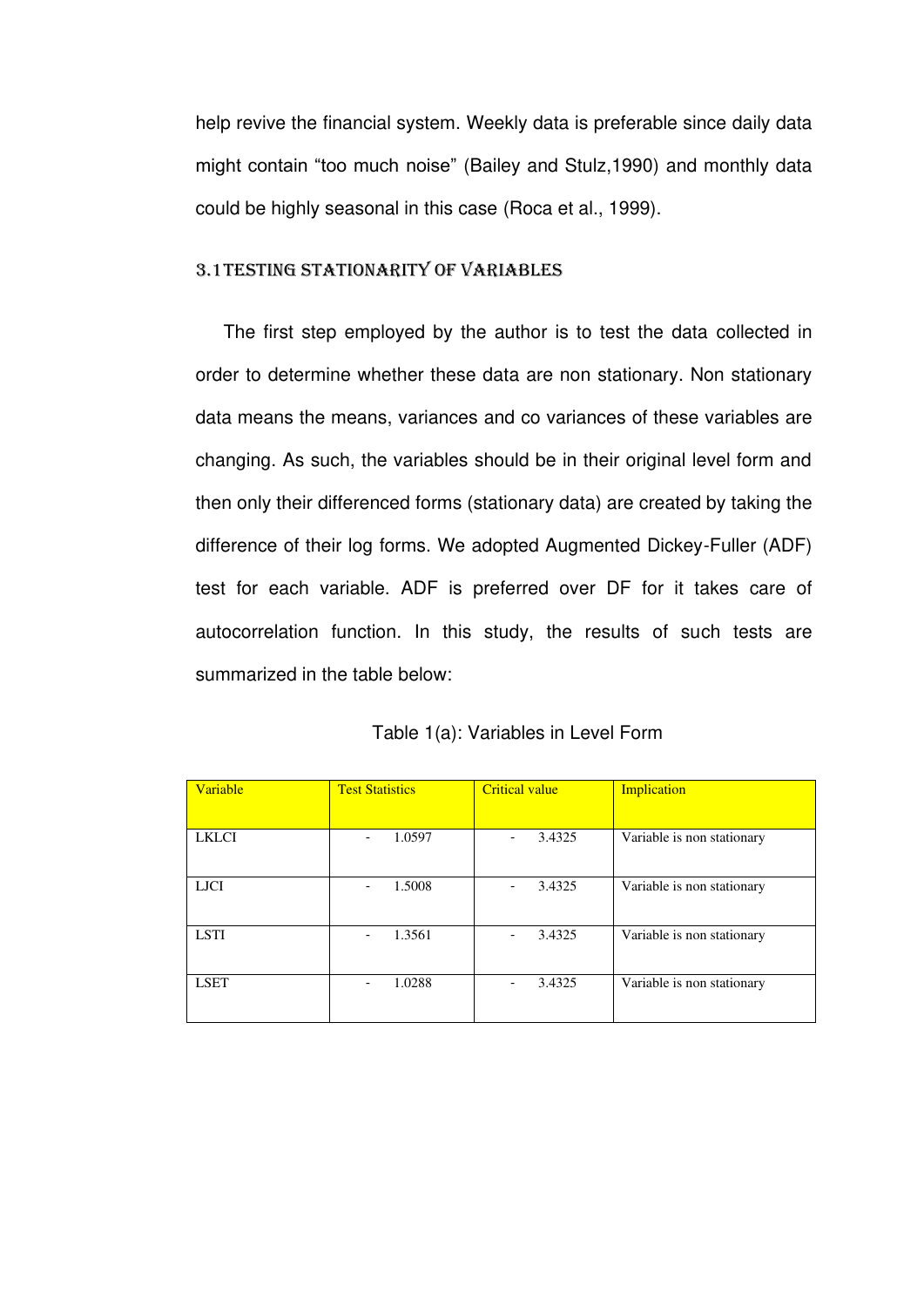help revive the financial system. Weekly data is preferable since daily data might contain "too much noise" (Bailey and Stulz,1990) and monthly data could be highly seasonal in this case (Roca et al., 1999).

### 3.1 TESTING STATIONARITY OF VARIABLES

The first step employed by the author is to test the data collected in order to determine whether these data are non stationary. Non stationary data means the means, variances and co variances of these variables are changing. As such, the variables should be in their original level form and then only their differenced forms (stationary data) are created by taking the difference of their log forms. We adopted Augmented Dickey-Fuller (ADF) test for each variable. ADF is preferred over DF for it takes care of autocorrelation function. In this study, the results of such tests are summarized in the table below:

Table 1(a): Variables in Level Form

| Variable | Test Statistics | Critical value | Implication |
|---|---|---|---|
| LKLCI | - 1.0597 | - 3.4325 | Variable is non stationary |
| LJCI | - 1.5008 | - 3.4325 | Variable is non stationary |
| LSTI | - 1.3561 | - 3.4325 | Variable is non stationary |
| LSET | - 1.0288 | - 3.4325 | Variable is non stationary |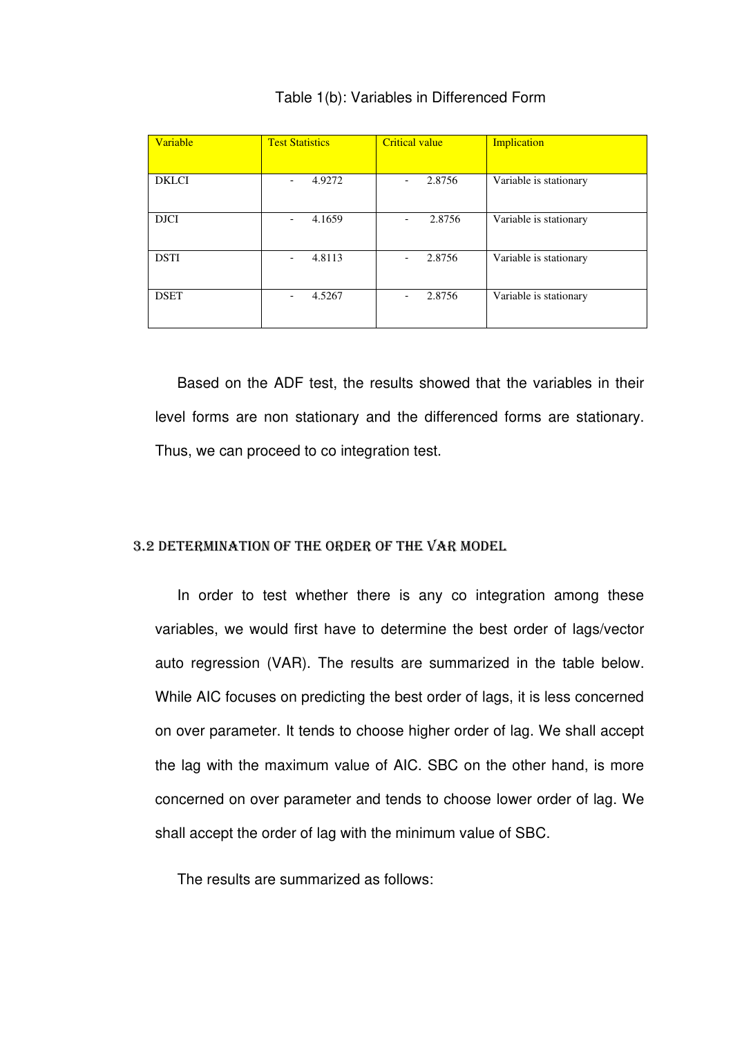Table 1(b): Variables in Differenced Form

| Variable | Test Statistics | Critical value | Implication |
|---|---|---|---|
| DKLCI | - 4.9272 | - 2.8756 | Variable is stationary |
| DJCI | - 4.1659 | - 2.8756 | Variable is stationary |
| DSTI | - 4.8113 | - 2.8756 | Variable is stationary |
| DSET | - 4.5267 | - 2.8756 | Variable is stationary |

Based on the ADF test, the results showed that the variables in their level forms are non stationary and the differenced forms are stationary. Thus, we can proceed to co integration test.

### 3.2 Determination of the Order of the VAR Model

In order to test whether there is any co integration among these variables, we would first have to determine the best order of lags/vector auto regression (VAR). The results are summarized in the table below. While AIC focuses on predicting the best order of lags, it is less concerned on over parameter. It tends to choose higher order of lag. We shall accept the lag with the maximum value of AIC. SBC on the other hand, is more concerned on over parameter and tends to choose lower order of lag. We shall accept the order of lag with the minimum value of SBC.

The results are summarized as follows: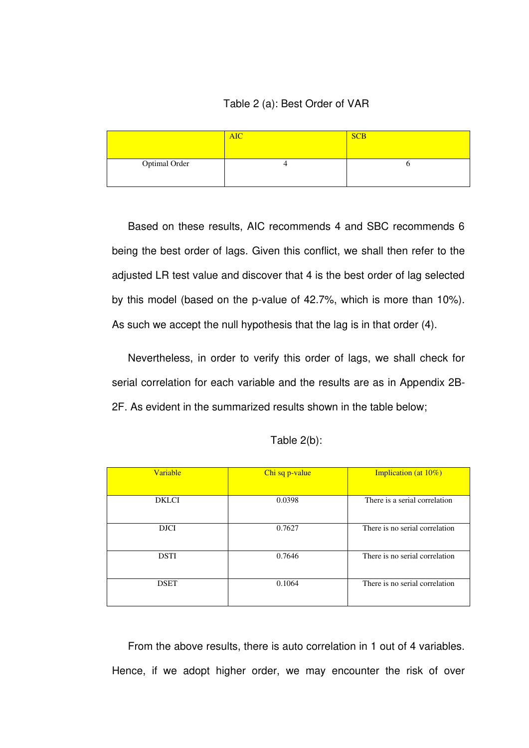Table 2 (a): Best Order of VAR

| | AIC | SCB |
|---|---|---|
| Optimal Order | 4 | 6 |

Based on these results, AIC recommends 4 and SBC recommends 6 being the best order of lags. Given this conflict, we shall then refer to the adjusted LR test value and discover that 4 is the best order of lag selected by this model (based on the p-value of 42.7%, which is more than 10%). As such we accept the null hypothesis that the lag is in that order (4).

Nevertheless, in order to verify this order of lags, we shall check for serial correlation for each variable and the results are as in Appendix 2B-2F. As evident in the summarized results shown in the table below;

Table 2(b):

| Variable | Chi sq p-value | Implication (at 10%) |
|---|---|---|
| DKLCI | 0.0398 | There is a serial correlation |
| DJCI | 0.7627 | There is no serial correlation |
| DSTI | 0.7646 | There is no serial correlation |
| DSET | 0.1064 | There is no serial correlation |

From the above results, there is auto correlation in 1 out of 4 variables. Hence, if we adopt higher order, we may encounter the risk of over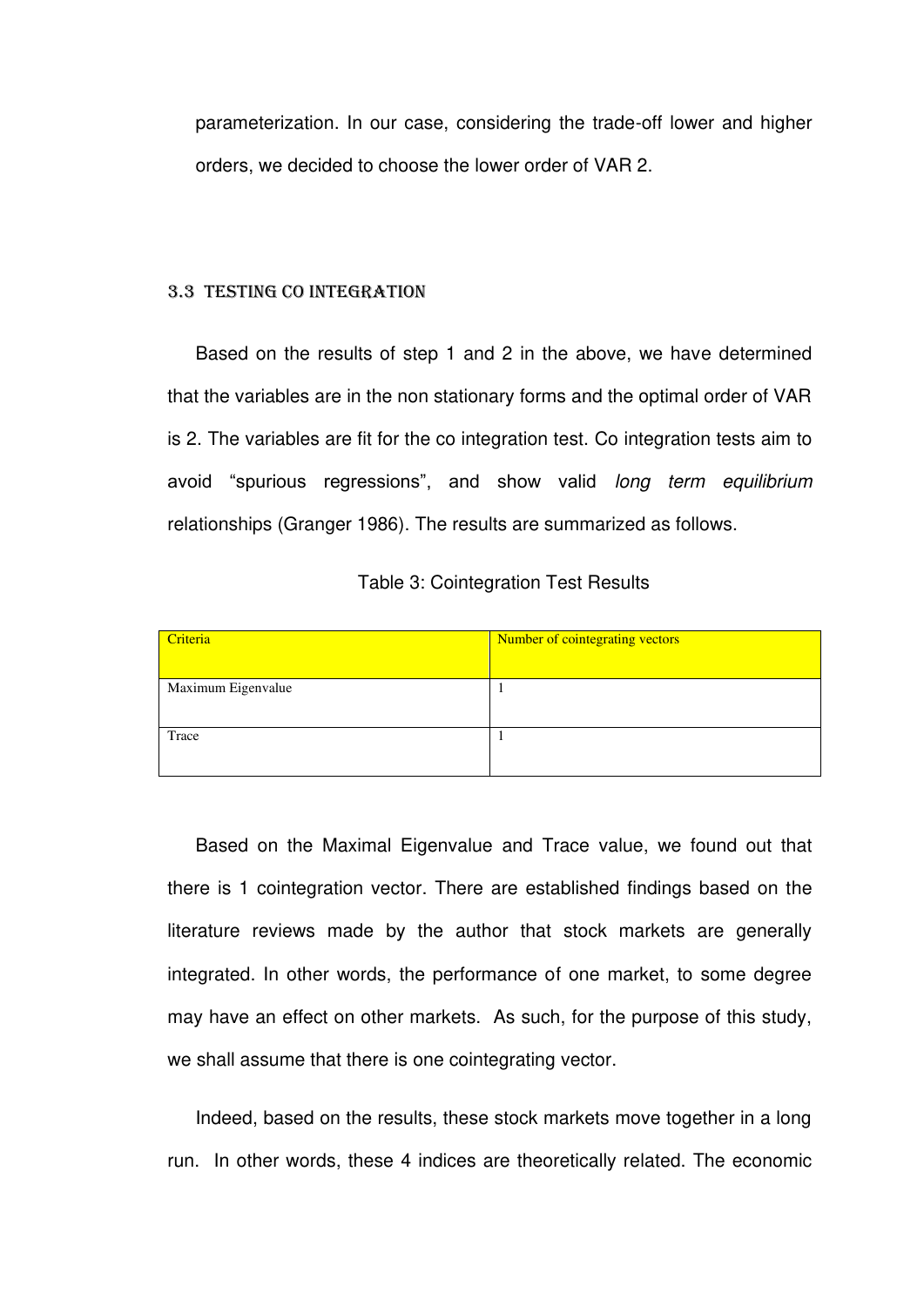parameterization. In our case, considering the trade-off lower and higher orders, we decided to choose the lower order of VAR 2.

### 3.3 TESTING CO INTEGRATION

Based on the results of step 1 and 2 in the above, we have determined that the variables are in the non stationary forms and the optimal order of VAR is 2. The variables are fit for the co integration test. Co integration tests aim to avoid "spurious regressions", and show valid *long term equilibrium* relationships (Granger 1986). The results are summarized as follows.

Table 3: Cointegration Test Results

| Criteria | Number of cointegrating vectors |
|---|---|
| Maximum Eigenvalue | 1 |
| Trace | 1 |

Based on the Maximal Eigenvalue and Trace value, we found out that there is 1 cointegration vector. There are established findings based on the literature reviews made by the author that stock markets are generally integrated. In other words, the performance of one market, to some degree may have an effect on other markets. As such, for the purpose of this study, we shall assume that there is one cointegrating vector.

Indeed, based on the results, these stock markets move together in a long run. In other words, these 4 indices are theoretically related. The economic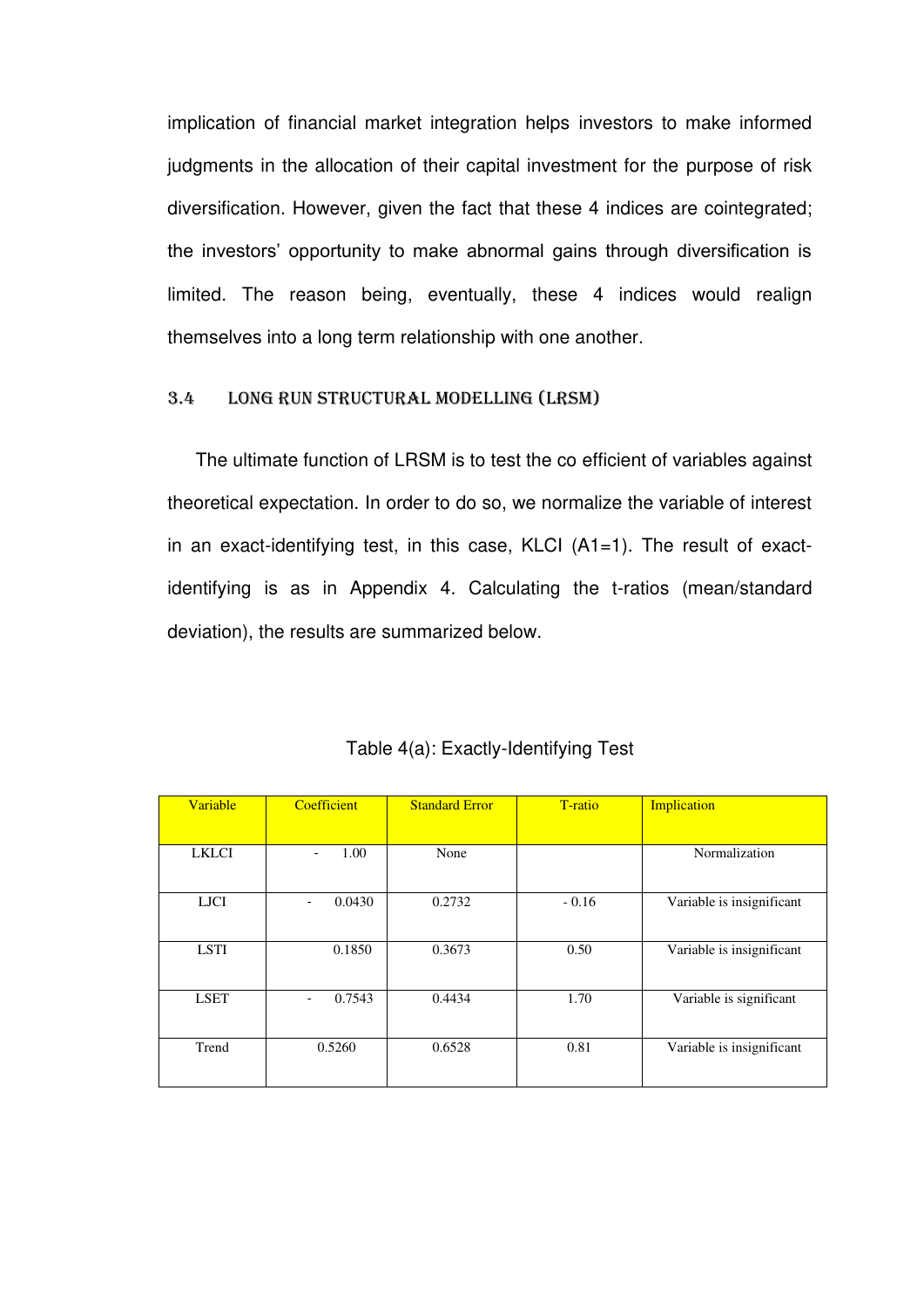implication of financial market integration helps investors to make informed judgments in the allocation of their capital investment for the purpose of risk diversification. However, given the fact that these 4 indices are cointegrated; the investors' opportunity to make abnormal gains through diversification is limited. The reason being, eventually, these 4 indices would realign themselves into a long term relationship with one another.

### 3.4 LONG RUN STRUCTURAL MODELLING (LRSM)

The ultimate function of LRSM is to test the co efficient of variables against theoretical expectation. In order to do so, we normalize the variable of interest in an exact-identifying test, in this case, KLCI (A1=1). The result of exact-identifying is as in Appendix 4. Calculating the t-ratios (mean/standard deviation), the results are summarized below.

Table 4(a): Exactly-Identifying Test

| Variable | Coefficient | Standard Error | T-ratio | Implication |
|---|---|---|---|---|
| LKLCI | - 1.00 | None | | Normalization |
| LJCI | - 0.0430 | 0.2732 | - 0.16 | Variable is insignificant |
| LSTI | 0.1850 | 0.3673 | 0.50 | Variable is insignificant |
| LSET | - 0.7543 | 0.4434 | 1.70 | Variable is significant |
| Trend | 0.5260 | 0.6528 | 0.81 | Variable is insignificant |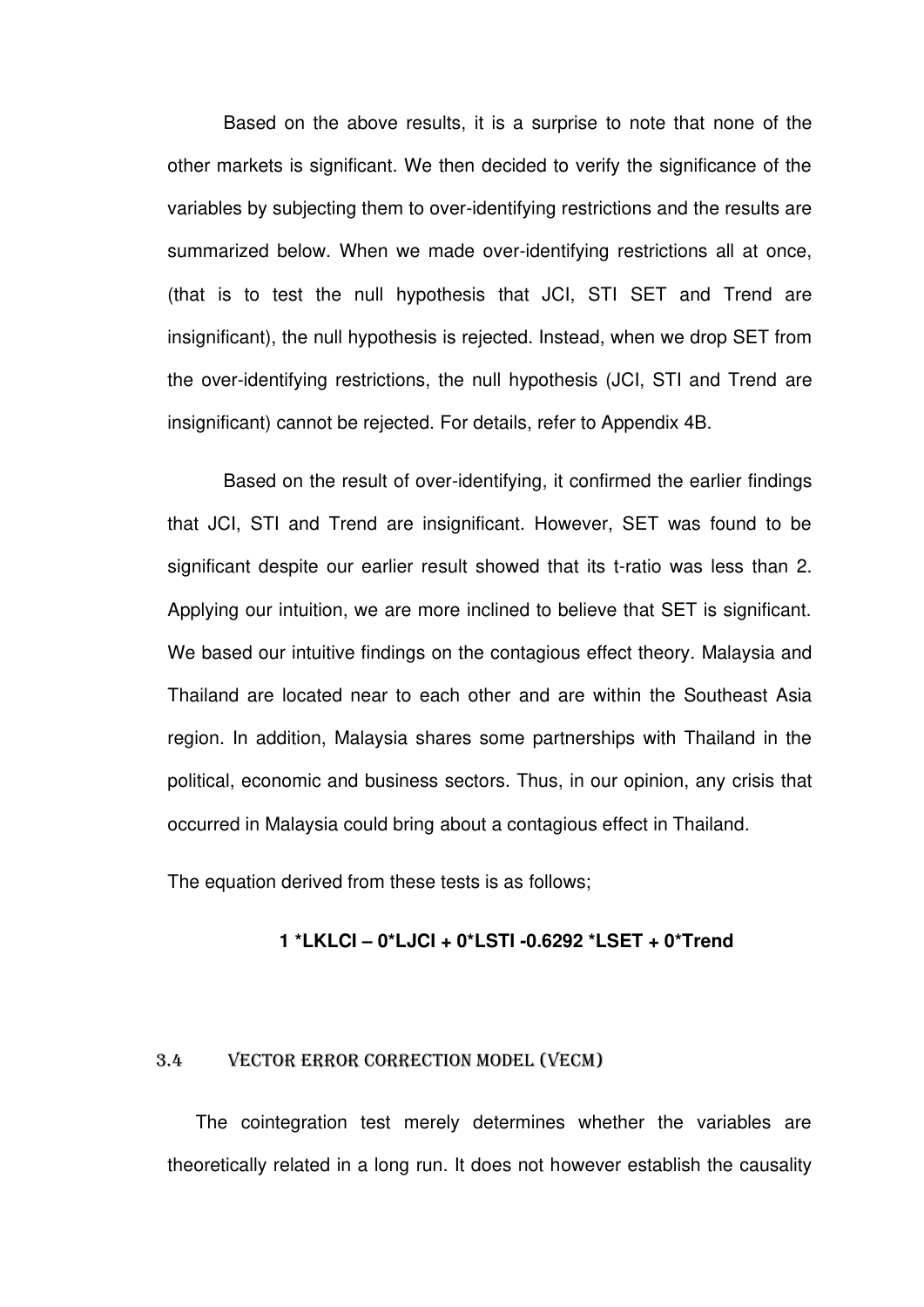Based on the above results, it is a surprise to note that none of the other markets is significant. We then decided to verify the significance of the variables by subjecting them to over-identifying restrictions and the results are summarized below. When we made over-identifying restrictions all at once, (that is to test the null hypothesis that JCI, STI SET and Trend are insignificant), the null hypothesis is rejected. Instead, when we drop SET from the over-identifying restrictions, the null hypothesis (JCI, STI and Trend are insignificant) cannot be rejected. For details, refer to Appendix 4B.

Based on the result of over-identifying, it confirmed the earlier findings that JCI, STI and Trend are insignificant. However, SET was found to be significant despite our earlier result showed that its t-ratio was less than 2. Applying our intuition, we are more inclined to believe that SET is significant. We based our intuitive findings on the contagious effect theory. Malaysia and Thailand are located near to each other and are within the Southeast Asia region. In addition, Malaysia shares some partnerships with Thailand in the political, economic and business sectors. Thus, in our opinion, any crisis that occurred in Malaysia could bring about a contagious effect in Thailand.

The equation derived from these tests is as follows;

**1 *LKLCI – 0*LJCI + 0*LSTI -0.6292 *LSET + 0*Trend**

## 3.4 VECTOR ERROR CORRECTION MODEL (VECM)

The cointegration test merely determines whether the variables are theoretically related in a long run. It does not however establish the causality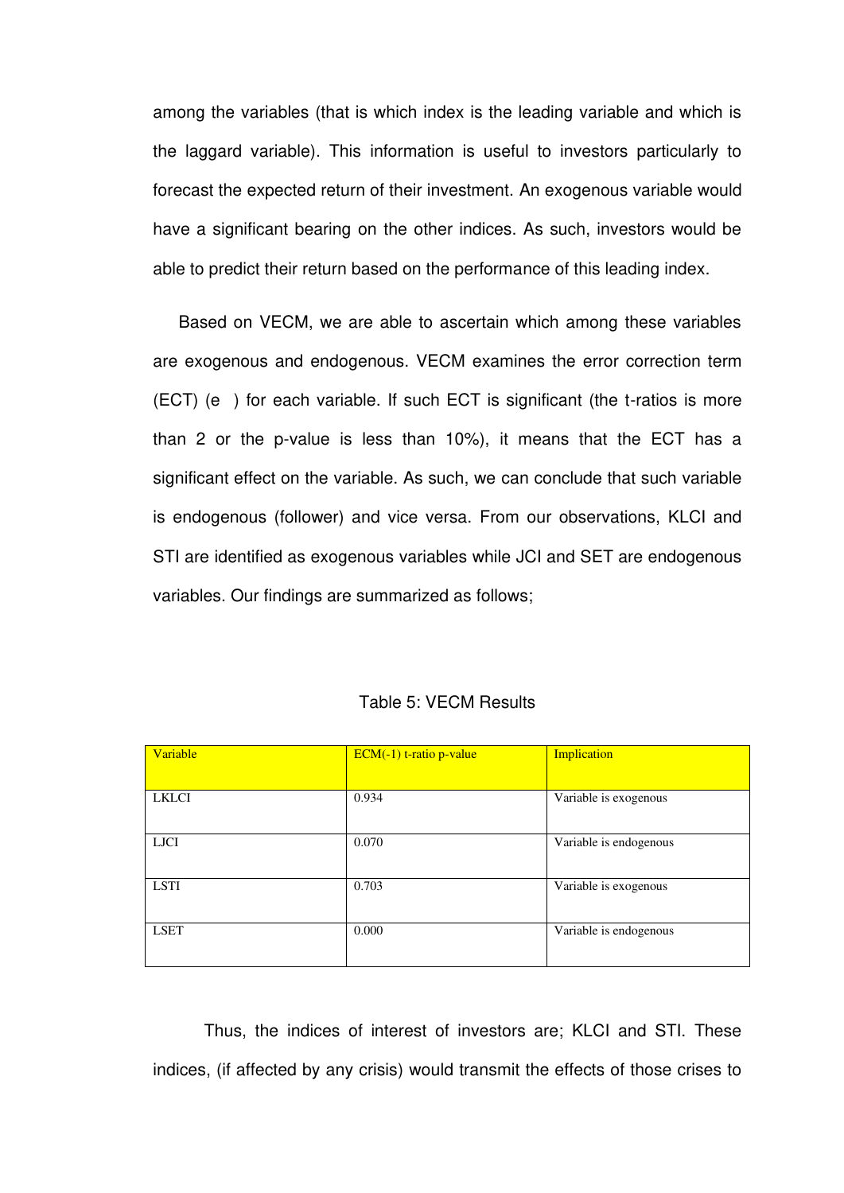among the variables (that is which index is the leading variable and which is the laggard variable). This information is useful to investors particularly to forecast the expected return of their investment. An exogenous variable would have a significant bearing on the other indices. As such, investors would be able to predict their return based on the performance of this leading index.

Based on VECM, we are able to ascertain which among these variables are exogenous and endogenous. VECM examines the error correction term (ECT) (e ) for each variable. If such ECT is significant (the t-ratios is more than 2 or the p-value is less than 10%), it means that the ECT has a significant effect on the variable. As such, we can conclude that such variable is endogenous (follower) and vice versa. From our observations, KLCI and STI are identified as exogenous variables while JCI and SET are endogenous variables. Our findings are summarized as follows;

Table 5: VECM Results

| Variable | ECM(-1) t-ratio p-value | Implication |
|---|---|---|
| LKLCI | 0.934 | Variable is exogenous |
| LJCI | 0.070 | Variable is endogenous |
| LSTI | 0.703 | Variable is exogenous |
| LSET | 0.000 | Variable is endogenous |

Thus, the indices of interest of investors are; KLCI and STI. These indices, (if affected by any crisis) would transmit the effects of those crises to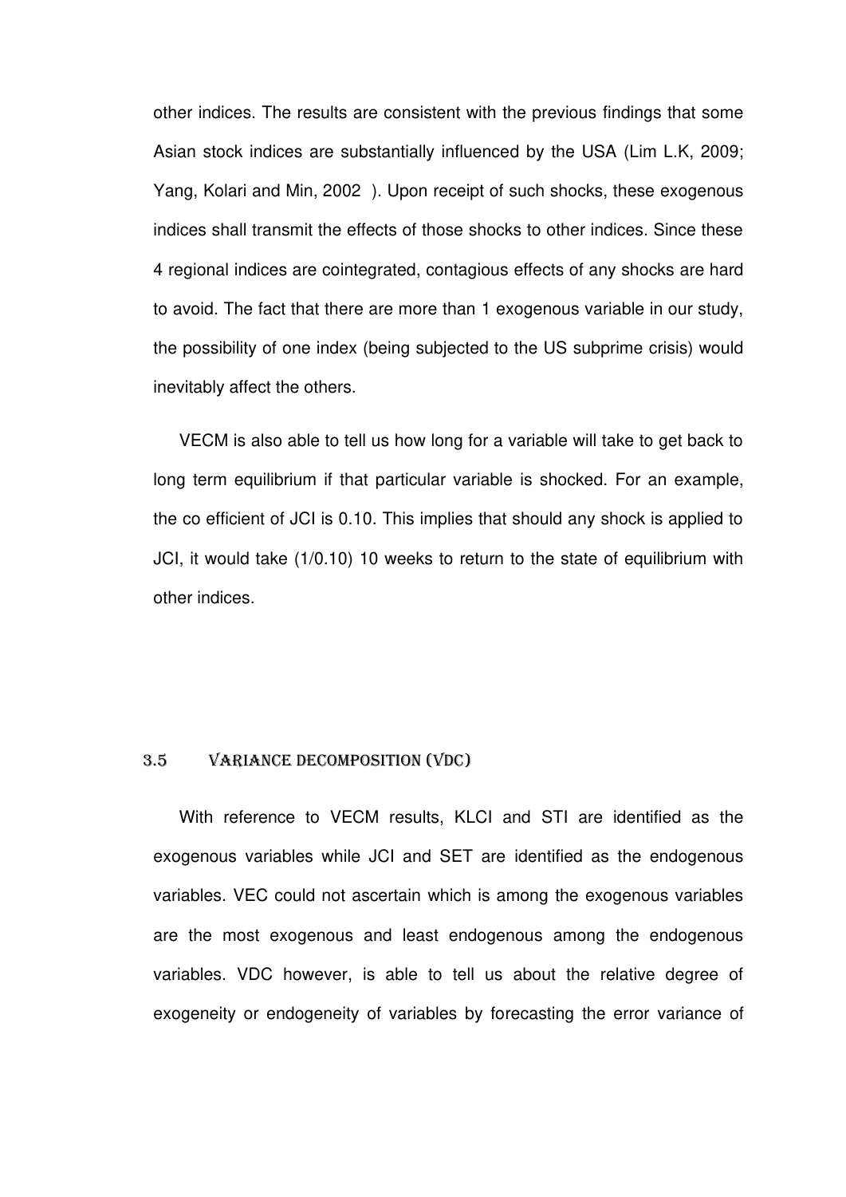other indices. The results are consistent with the previous findings that some Asian stock indices are substantially influenced by the USA (Lim L.K, 2009; Yang, Kolari and Min, 2002 ). Upon receipt of such shocks, these exogenous indices shall transmit the effects of those shocks to other indices. Since these 4 regional indices are cointegrated, contagious effects of any shocks are hard to avoid. The fact that there are more than 1 exogenous variable in our study, the possibility of one index (being subjected to the US subprime crisis) would inevitably affect the others.

VECM is also able to tell us how long for a variable will take to get back to long term equilibrium if that particular variable is shocked. For an example, the co efficient of JCI is 0.10. This implies that should any shock is applied to JCI, it would take (1/0.10) 10 weeks to return to the state of equilibrium with other indices.

### 3.5 Variance Decomposition (VDC)

With reference to VECM results, KLCI and STI are identified as the exogenous variables while JCI and SET are identified as the endogenous variables. VEC could not ascertain which is among the exogenous variables are the most exogenous and least endogenous among the endogenous variables. VDC however, is able to tell us about the relative degree of exogeneity or endogeneity of variables by forecasting the error variance of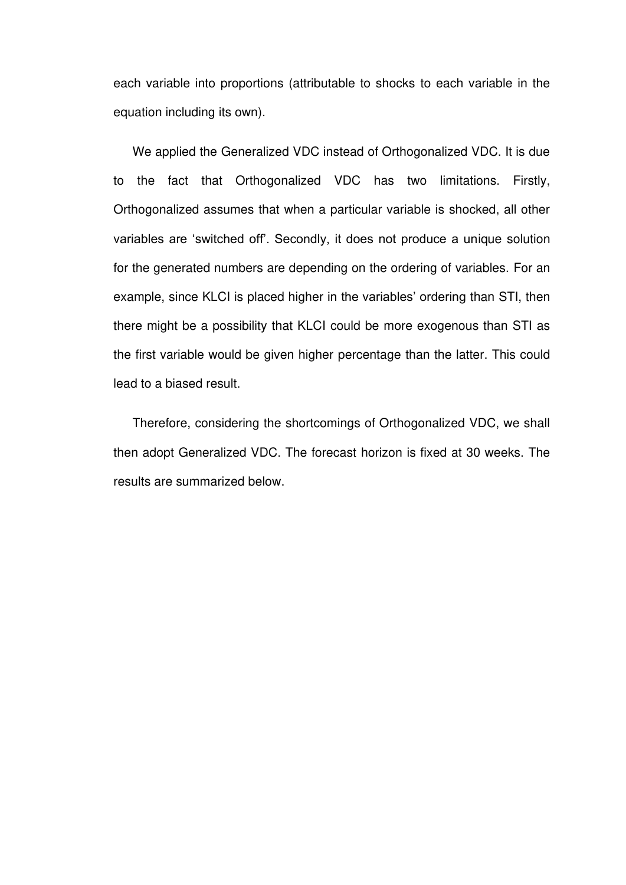each variable into proportions (attributable to shocks to each variable in the equation including its own).

We applied the Generalized VDC instead of Orthogonalized VDC. It is due to the fact that Orthogonalized VDC has two limitations. Firstly, Orthogonalized assumes that when a particular variable is shocked, all other variables are 'switched off'. Secondly, it does not produce a unique solution for the generated numbers are depending on the ordering of variables. For an example, since KLCI is placed higher in the variables' ordering than STI, then there might be a possibility that KLCI could be more exogenous than STI as the first variable would be given higher percentage than the latter. This could lead to a biased result.

Therefore, considering the shortcomings of Orthogonalized VDC, we shall then adopt Generalized VDC. The forecast horizon is fixed at 30 weeks. The results are summarized below.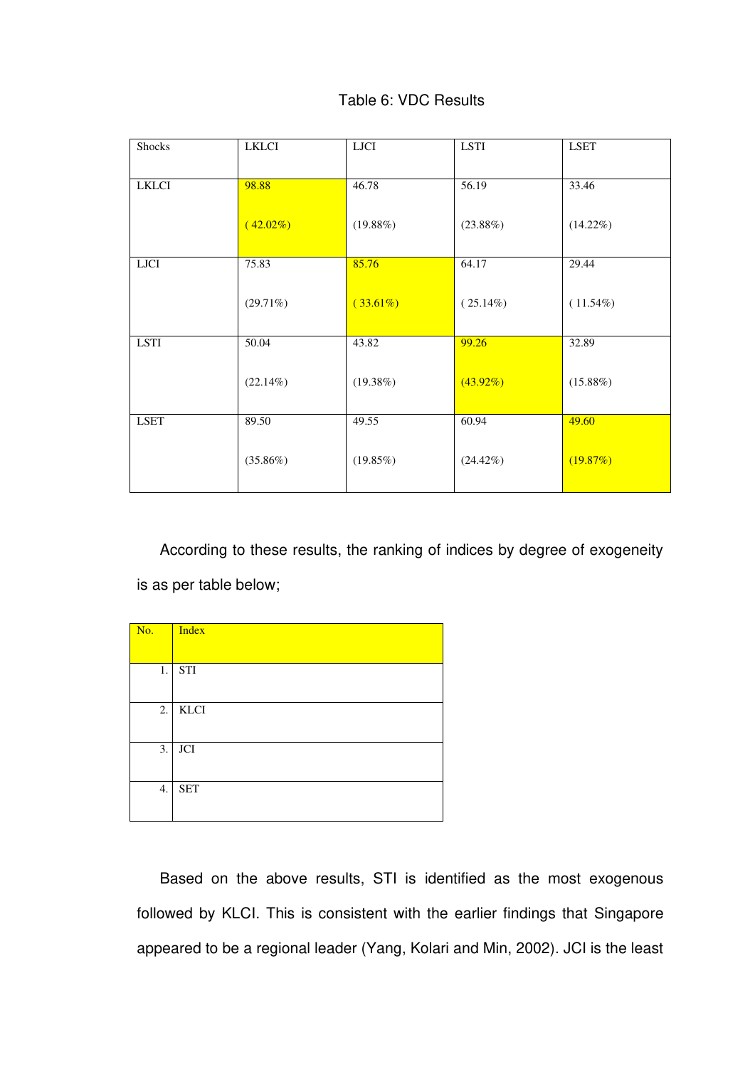Table 6: VDC Results

| Shocks | LKLCI | LJCI | LSTI | LSET |
|---|---|---|---|---|
| LKLCI | 98.88 ( 42.02%) | 46.78 (19.88%) | 56.19 (23.88%) | 33.46 (14.22%) |
| LJCI | 75.83 (29.71%) | 85.76 ( 33.61%) | 64.17 ( 25.14%) | 29.44 ( 11.54%) |
| LSTI | 50.04 (22.14%) | 43.82 (19.38%) | 99.26 (43.92%) | 32.89 (15.88%) |
| LSET | 89.50 (35.86%) | 49.55 (19.85%) | 60.94 (24.42%) | 49.60 (19.87%) |

According to these results, the ranking of indices by degree of exogeneity is as per table below;

| No. | Index |
|---|---|
| 1. | STI |
| 2. | KLCI |
| 3. | JCI |
| 4. | SET |

Based on the above results, STI is identified as the most exogenous followed by KLCI. This is consistent with the earlier findings that Singapore appeared to be a regional leader (Yang, Kolari and Min, 2002). JCI is the least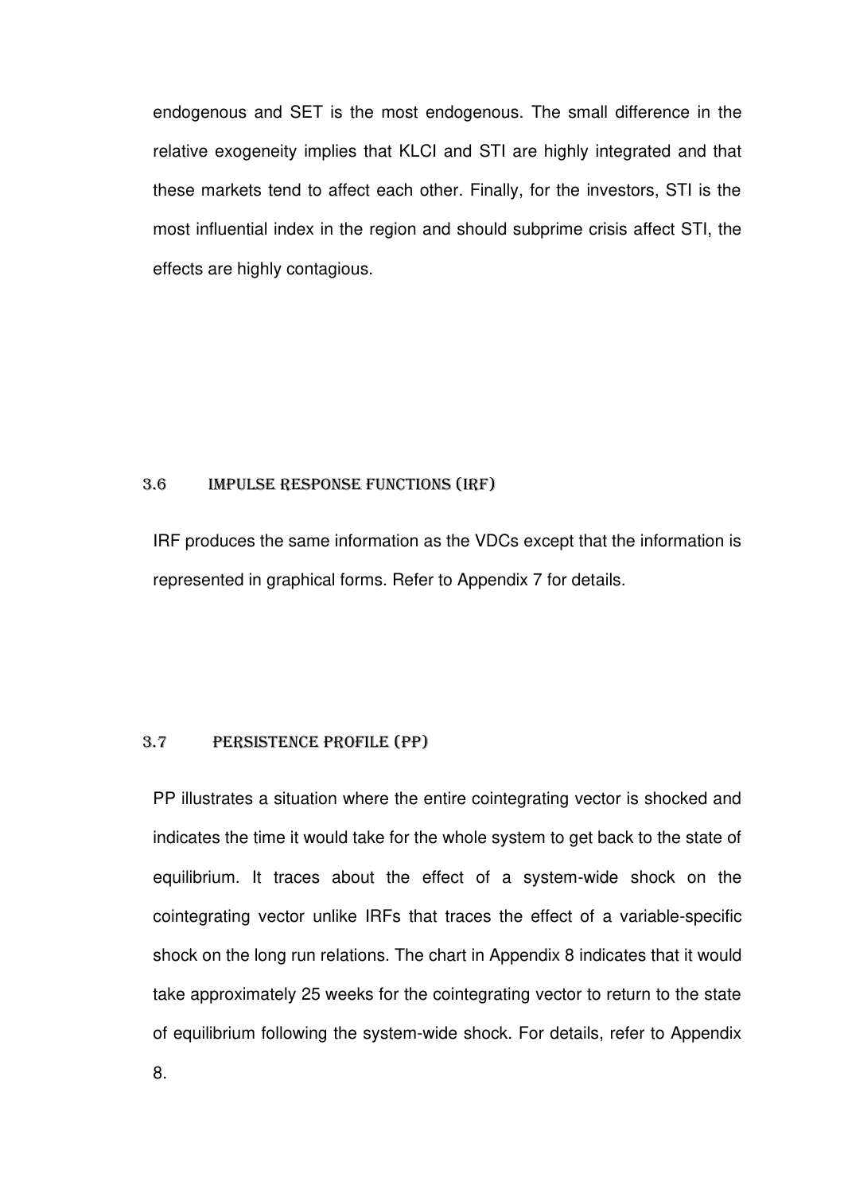endogenous and SET is the most endogenous. The small difference in the relative exogeneity implies that KLCI and STI are highly integrated and that these markets tend to affect each other. Finally, for the investors, STI is the most influential index in the region and should subprime crisis affect STI, the effects are highly contagious.

## 3.6 Impulse Response Functions (IRF)

IRF produces the same information as the VDCs except that the information is represented in graphical forms. Refer to Appendix 7 for details.

## 3.7 Persistence Profile (PP)

PP illustrates a situation where the entire cointegrating vector is shocked and indicates the time it would take for the whole system to get back to the state of equilibrium. It traces about the effect of a system-wide shock on the cointegrating vector unlike IRFs that traces the effect of a variable-specific shock on the long run relations. The chart in Appendix 8 indicates that it would take approximately 25 weeks for the cointegrating vector to return to the state of equilibrium following the system-wide shock. For details, refer to Appendix 8.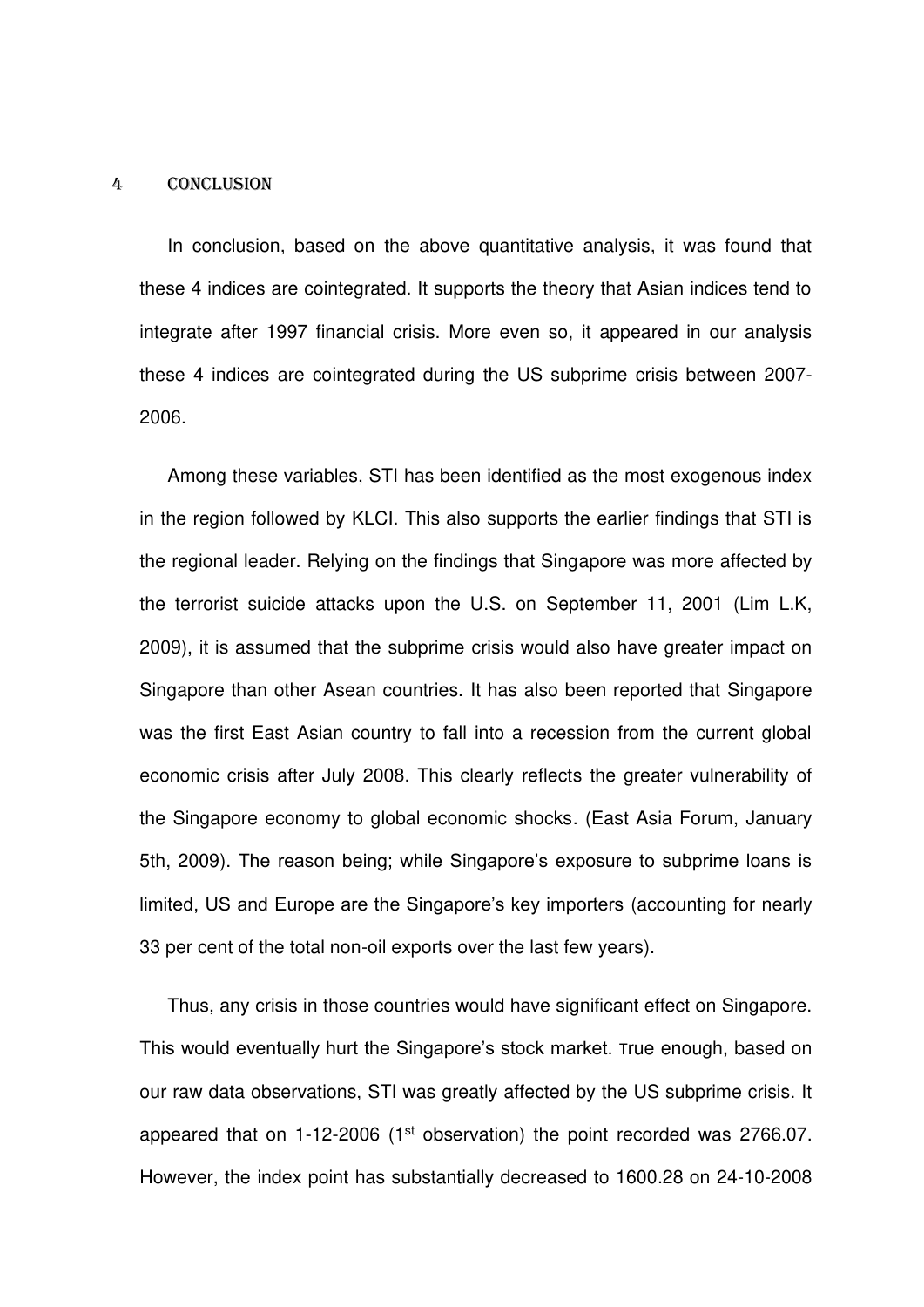# 4 CONCLUSION

In conclusion, based on the above quantitative analysis, it was found that these 4 indices are cointegrated. It supports the theory that Asian indices tend to integrate after 1997 financial crisis. More even so, it appeared in our analysis these 4 indices are cointegrated during the US subprime crisis between 2007-2006.

Among these variables, STI has been identified as the most exogenous index in the region followed by KLCI. This also supports the earlier findings that STI is the regional leader. Relying on the findings that Singapore was more affected by the terrorist suicide attacks upon the U.S. on September 11, 2001 (Lim L.K, 2009), it is assumed that the subprime crisis would also have greater impact on Singapore than other Asean countries. It has also been reported that Singapore was the first East Asian country to fall into a recession from the current global economic crisis after July 2008. This clearly reflects the greater vulnerability of the Singapore economy to global economic shocks. (East Asia Forum, January 5th, 2009). The reason being; while Singapore's exposure to subprime loans is limited, US and Europe are the Singapore's key importers (accounting for nearly 33 per cent of the total non-oil exports over the last few years).

Thus, any crisis in those countries would have significant effect on Singapore. This would eventually hurt the Singapore's stock market. True enough, based on our raw data observations, STI was greatly affected by the US subprime crisis. It appeared that on 1-12-2006 (1st observation) the point recorded was 2766.07. However, the index point has substantially decreased to 1600.28 on 24-10-2008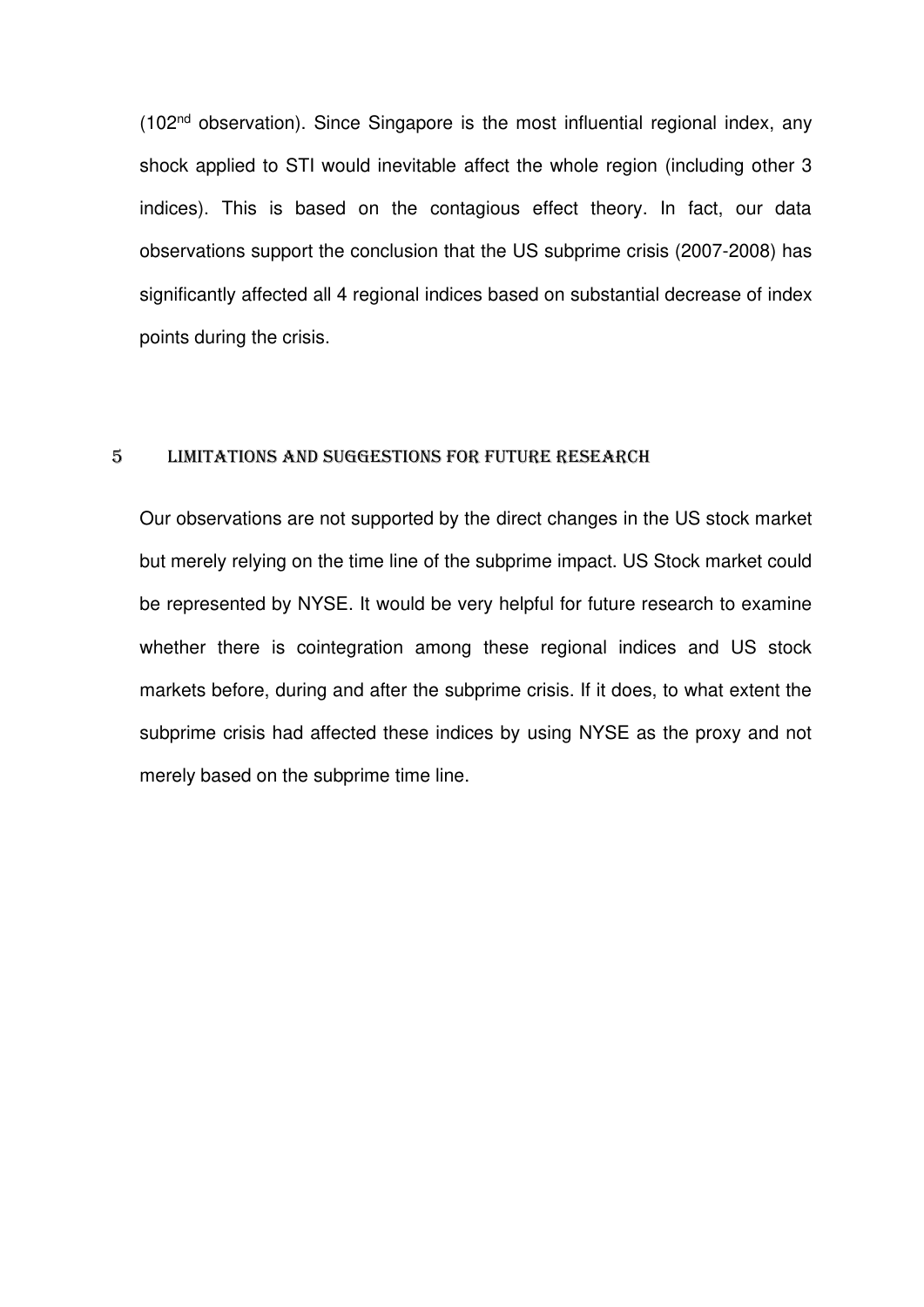(102nd observation). Since Singapore is the most influential regional index, any shock applied to STI would inevitable affect the whole region (including other 3 indices). This is based on the contagious effect theory. In fact, our data observations support the conclusion that the US subprime crisis (2007-2008) has significantly affected all 4 regional indices based on substantial decrease of index points during the crisis.

## 5 LIMITATIONS AND SUGGESTIONS FOR FUTURE RESEARCH

Our observations are not supported by the direct changes in the US stock market but merely relying on the time line of the subprime impact. US Stock market could be represented by NYSE. It would be very helpful for future research to examine whether there is cointegration among these regional indices and US stock markets before, during and after the subprime crisis. If it does, to what extent the subprime crisis had affected these indices by using NYSE as the proxy and not merely based on the subprime time line.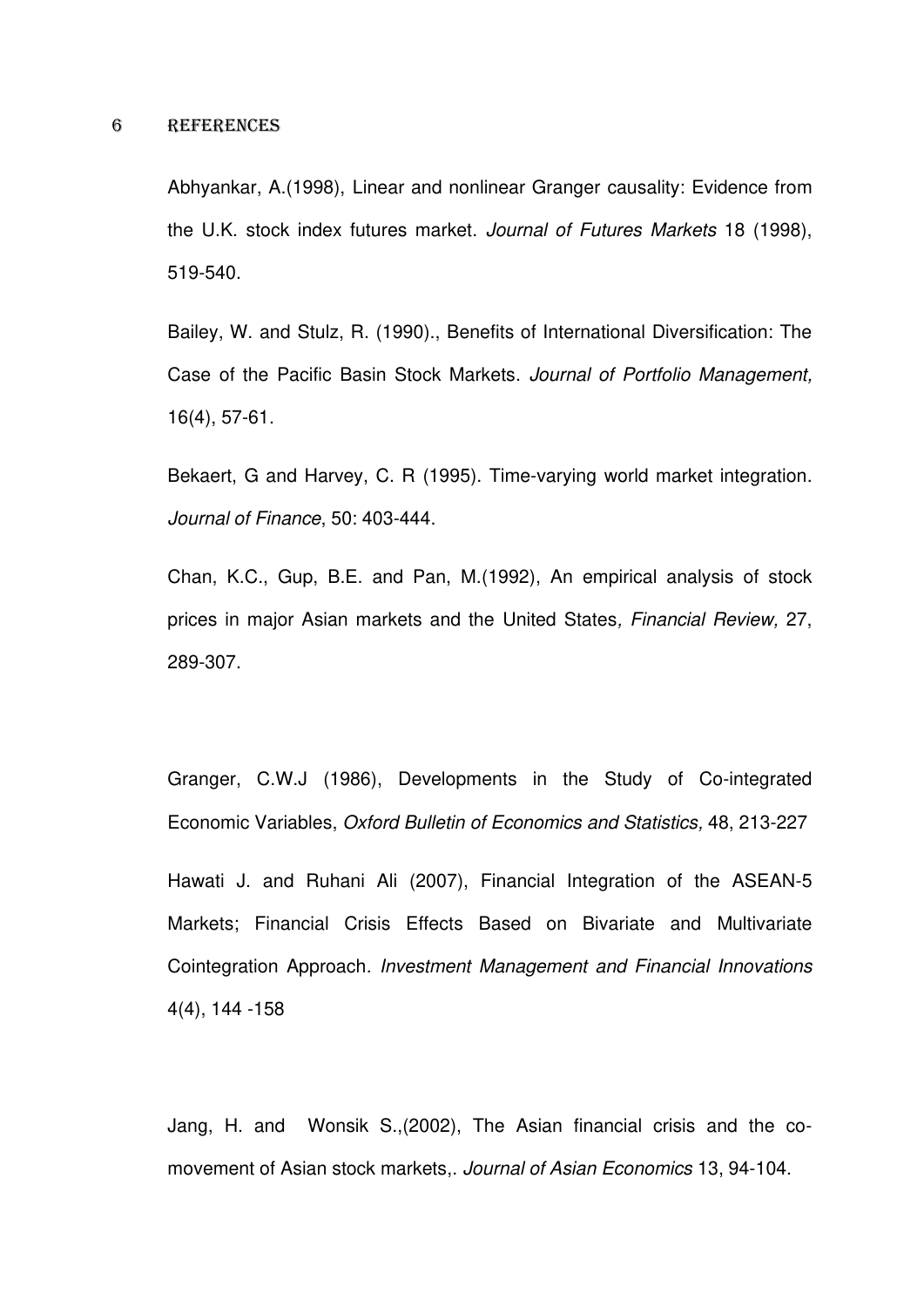# 6 REFERENCES

Abhyankar, A.(1998), Linear and nonlinear Granger causality: Evidence from the U.K. stock index futures market. *Journal of Futures Markets* 18 (1998), 519-540.

Bailey, W. and Stulz, R. (1990)., Benefits of International Diversification: The Case of the Pacific Basin Stock Markets. *Journal of Portfolio Management,* 16(4), 57-61.

Bekaert, G and Harvey, C. R (1995). Time-varying world market integration. *Journal of Finance*, 50: 403-444.

Chan, K.C., Gup, B.E. and Pan, M.(1992), An empirical analysis of stock prices in major Asian markets and the United States*, Financial Review,* 27, 289-307.

Granger, C.W.J (1986), Developments in the Study of Co-integrated Economic Variables, *Oxford Bulletin of Economics and Statistics,* 48, 213-227

Hawati J. and Ruhani Ali (2007), Financial Integration of the ASEAN-5 Markets; Financial Crisis Effects Based on Bivariate and Multivariate Cointegration Approach*. Investment Management and Financial Innovations* 4(4), 144 -158

Jang, H. and Wonsik S.,(2002), The Asian financial crisis and the co-movement of Asian stock markets,. *Journal of Asian Economics* 13, 94-104.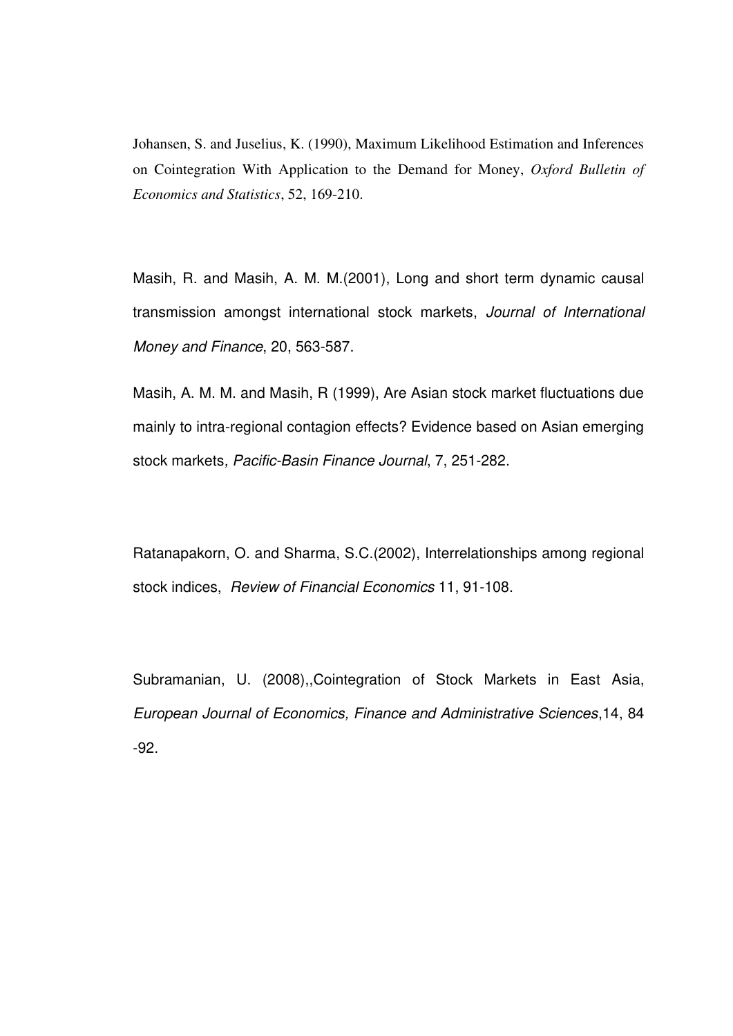Johansen, S. and Juselius, K. (1990), Maximum Likelihood Estimation and Inferences on Cointegration With Application to the Demand for Money, *Oxford Bulletin of Economics and Statistics*, 52, 169-210.

Masih, R. and Masih, A. M. M.(2001), Long and short term dynamic causal transmission amongst international stock markets, *Journal of International Money and Finance*, 20, 563-587.

Masih, A. M. M. and Masih, R (1999), Are Asian stock market fluctuations due mainly to intra-regional contagion effects? Evidence based on Asian emerging stock markets*, Pacific-Basin Finance Journal*, 7, 251-282.

Ratanapakorn, O. and Sharma, S.C.(2002), Interrelationships among regional stock indices, *Review of Financial Economics* 11, 91-108.

Subramanian, U. (2008),,Cointegration of Stock Markets in East Asia, *European Journal of Economics, Finance and Administrative Sciences*,14, 84 -92.